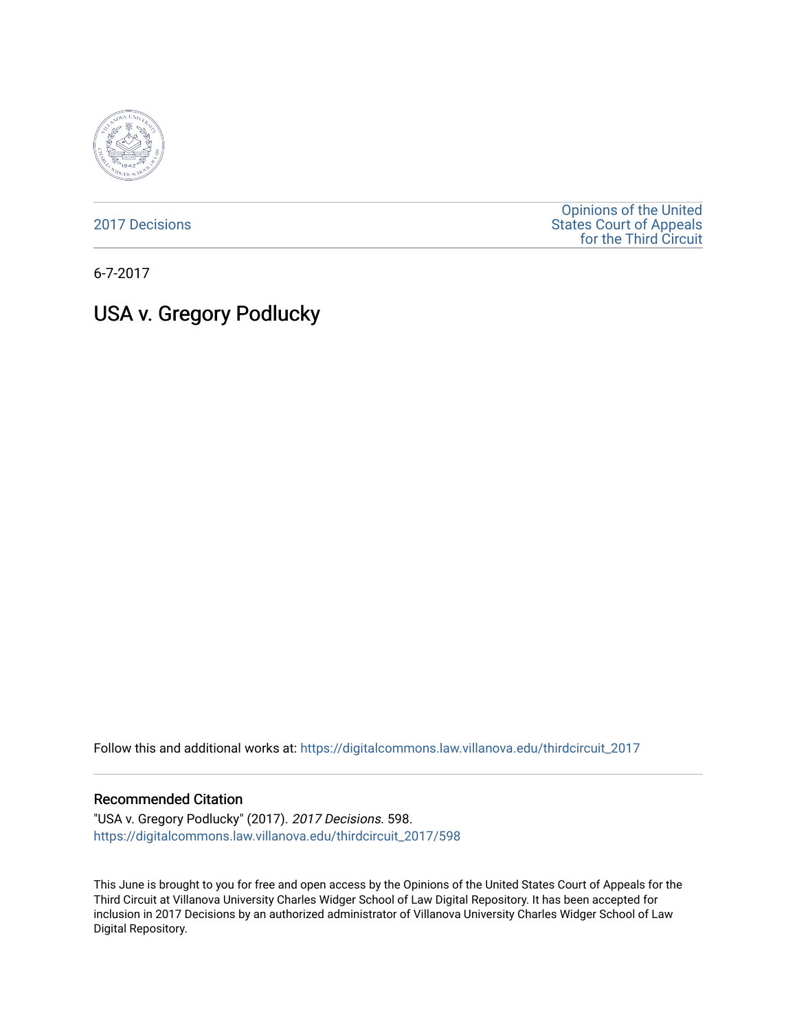2017 Decisions

Opinions of the United States Court of Appeals for the Third Circuit

6-7-2017

# USA v. Gregory Podlucky

Follow this and additional works at: https://digitalcommons.law.villanova.edu/thirdcircuit_2017

## Recommended Citation

"USA v. Gregory Podlucky" (2017). *2017 Decisions*. 598.
https://digitalcommons.law.villanova.edu/thirdcircuit_2017/598

This June is brought to you for free and open access by the Opinions of the United States Court of Appeals for the Third Circuit at Villanova University Charles Widger School of Law Digital Repository. It has been accepted for inclusion in 2017 Decisions by an authorized administrator of Villanova University Charles Widger School of Law Digital Repository.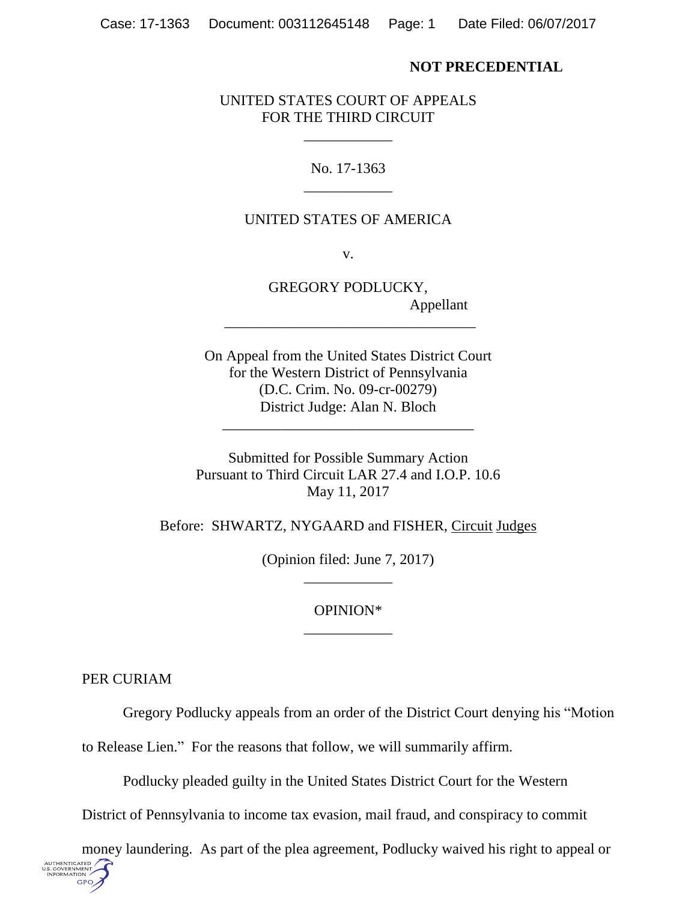**NOT PRECEDENTIAL**

UNITED STATES COURT OF APPEALS
FOR THE THIRD CIRCUIT

\_\_\_\_\_\_\_\_\_\_\_\_

No. 17-1363

\_\_\_\_\_\_\_\_\_\_\_\_

UNITED STATES OF AMERICA

v.

GREGORY PODLUCKY,
Appellant

\_\_\_\_\_\_\_\_\_\_\_\_\_\_\_\_\_\_\_\_\_\_\_\_\_\_\_\_\_\_\_\_\_\_\_\_

On Appeal from the United States District Court
for the Western District of Pennsylvania
(D.C. Crim. No. 09-cr-00279)
District Judge: Alan N. Bloch

\_\_\_\_\_\_\_\_\_\_\_\_\_\_\_\_\_\_\_\_\_\_\_\_\_\_\_\_\_\_\_\_\_\_\_\_

Submitted for Possible Summary Action
Pursuant to Third Circuit LAR 27.4 and I.O.P. 10.6
May 11, 2017

Before: SHWARTZ, NYGAARD and FISHER, Circuit Judges

(Opinion filed: June 7, 2017)

\_\_\_\_\_\_\_\_\_\_\_\_

OPINION*

\_\_\_\_\_\_\_\_\_\_\_\_

PER CURIAM

Gregory Podlucky appeals from an order of the District Court denying his "Motion to Release Lien." For the reasons that follow, we will summarily affirm.

Podlucky pleaded guilty in the United States District Court for the Western District of Pennsylvania to income tax evasion, mail fraud, and conspiracy to commit money laundering. As part of the plea agreement, Podlucky waived his right to appeal or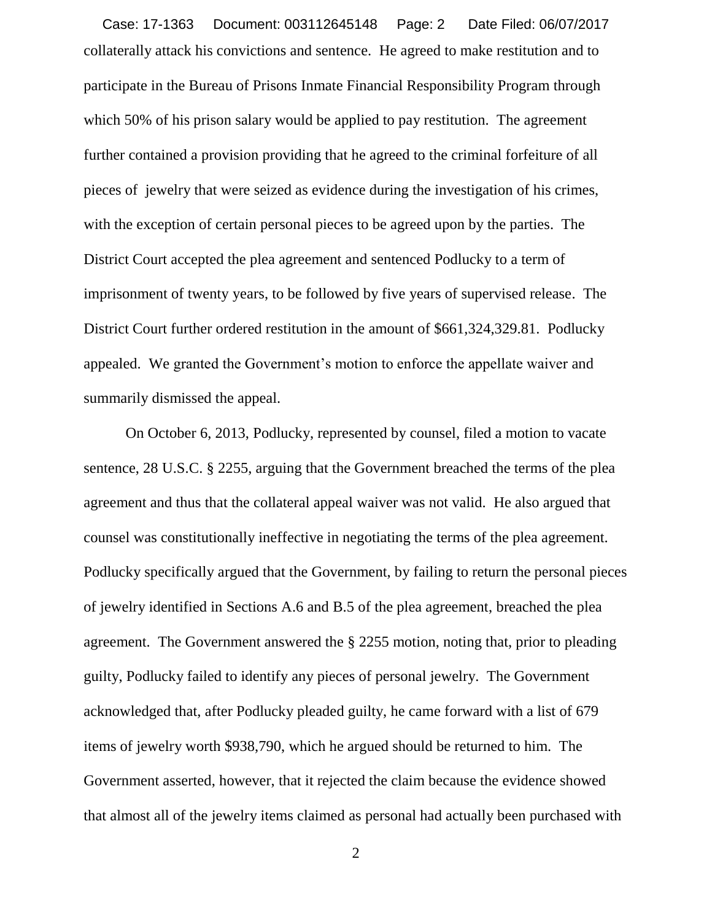collaterally attack his convictions and sentence. He agreed to make restitution and to participate in the Bureau of Prisons Inmate Financial Responsibility Program through which 50% of his prison salary would be applied to pay restitution. The agreement further contained a provision providing that he agreed to the criminal forfeiture of all pieces of jewelry that were seized as evidence during the investigation of his crimes, with the exception of certain personal pieces to be agreed upon by the parties. The District Court accepted the plea agreement and sentenced Podlucky to a term of imprisonment of twenty years, to be followed by five years of supervised release. The District Court further ordered restitution in the amount of $661,324,329.81. Podlucky appealed. We granted the Government's motion to enforce the appellate waiver and summarily dismissed the appeal.

On October 6, 2013, Podlucky, represented by counsel, filed a motion to vacate sentence, 28 U.S.C. § 2255, arguing that the Government breached the terms of the plea agreement and thus that the collateral appeal waiver was not valid. He also argued that counsel was constitutionally ineffective in negotiating the terms of the plea agreement. Podlucky specifically argued that the Government, by failing to return the personal pieces of jewelry identified in Sections A.6 and B.5 of the plea agreement, breached the plea agreement. The Government answered the § 2255 motion, noting that, prior to pleading guilty, Podlucky failed to identify any pieces of personal jewelry. The Government acknowledged that, after Podlucky pleaded guilty, he came forward with a list of 679 items of jewelry worth $938,790, which he argued should be returned to him. The Government asserted, however, that it rejected the claim because the evidence showed that almost all of the jewelry items claimed as personal had actually been purchased with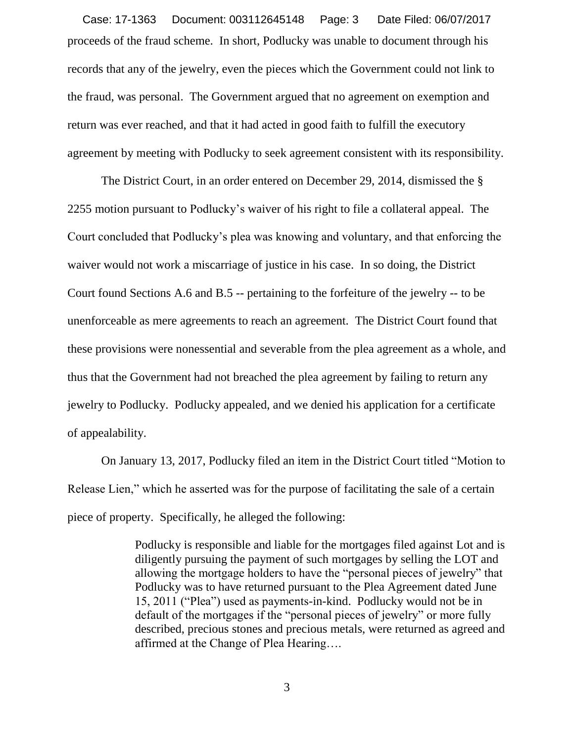proceeds of the fraud scheme. In short, Podlucky was unable to document through his records that any of the jewelry, even the pieces which the Government could not link to the fraud, was personal. The Government argued that no agreement on exemption and return was ever reached, and that it had acted in good faith to fulfill the executory agreement by meeting with Podlucky to seek agreement consistent with its responsibility.

The District Court, in an order entered on December 29, 2014, dismissed the § 2255 motion pursuant to Podlucky's waiver of his right to file a collateral appeal. The Court concluded that Podlucky's plea was knowing and voluntary, and that enforcing the waiver would not work a miscarriage of justice in his case. In so doing, the District Court found Sections A.6 and B.5 -- pertaining to the forfeiture of the jewelry -- to be unenforceable as mere agreements to reach an agreement. The District Court found that these provisions were nonessential and severable from the plea agreement as a whole, and thus that the Government had not breached the plea agreement by failing to return any jewelry to Podlucky. Podlucky appealed, and we denied his application for a certificate of appealability.

On January 13, 2017, Podlucky filed an item in the District Court titled "Motion to Release Lien," which he asserted was for the purpose of facilitating the sale of a certain piece of property. Specifically, he alleged the following:

> Podlucky is responsible and liable for the mortgages filed against Lot and is diligently pursuing the payment of such mortgages by selling the LOT and allowing the mortgage holders to have the "personal pieces of jewelry" that Podlucky was to have returned pursuant to the Plea Agreement dated June 15, 2011 ("Plea") used as payments-in-kind. Podlucky would not be in default of the mortgages if the "personal pieces of jewelry" or more fully described, precious stones and precious metals, were returned as agreed and affirmed at the Change of Plea Hearing….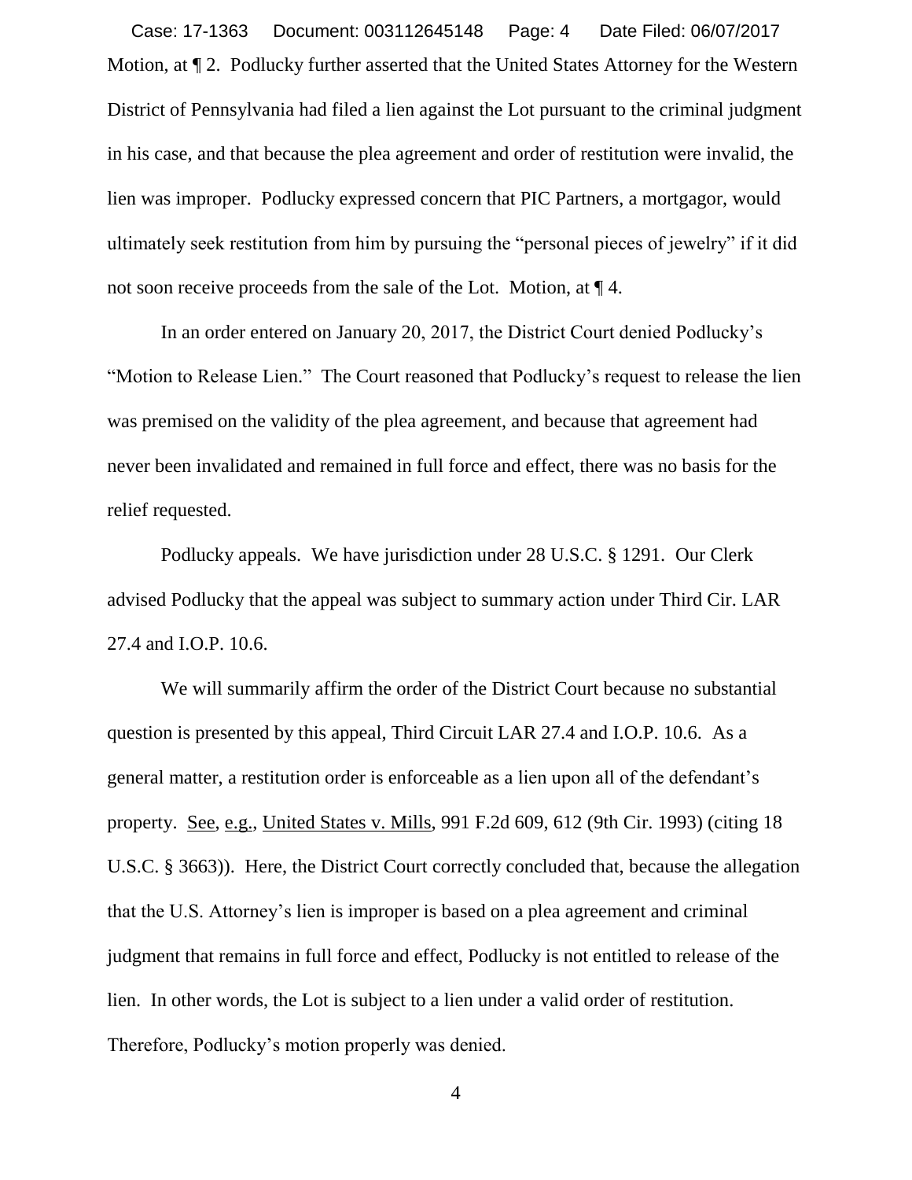Motion, at ¶ 2. Podlucky further asserted that the United States Attorney for the Western District of Pennsylvania had filed a lien against the Lot pursuant to the criminal judgment in his case, and that because the plea agreement and order of restitution were invalid, the lien was improper. Podlucky expressed concern that PIC Partners, a mortgagor, would ultimately seek restitution from him by pursuing the "personal pieces of jewelry" if it did not soon receive proceeds from the sale of the Lot. Motion, at ¶ 4.

In an order entered on January 20, 2017, the District Court denied Podlucky's "Motion to Release Lien." The Court reasoned that Podlucky's request to release the lien was premised on the validity of the plea agreement, and because that agreement had never been invalidated and remained in full force and effect, there was no basis for the relief requested.

Podlucky appeals. We have jurisdiction under 28 U.S.C. § 1291. Our Clerk advised Podlucky that the appeal was subject to summary action under Third Cir. LAR 27.4 and I.O.P. 10.6.

We will summarily affirm the order of the District Court because no substantial question is presented by this appeal, Third Circuit LAR 27.4 and I.O.P. 10.6. As a general matter, a restitution order is enforceable as a lien upon all of the defendant's property. See, e.g., United States v. Mills, 991 F.2d 609, 612 (9th Cir. 1993) (citing 18 U.S.C. § 3663)). Here, the District Court correctly concluded that, because the allegation that the U.S. Attorney's lien is improper is based on a plea agreement and criminal judgment that remains in full force and effect, Podlucky is not entitled to release of the lien. In other words, the Lot is subject to a lien under a valid order of restitution. Therefore, Podlucky's motion properly was denied.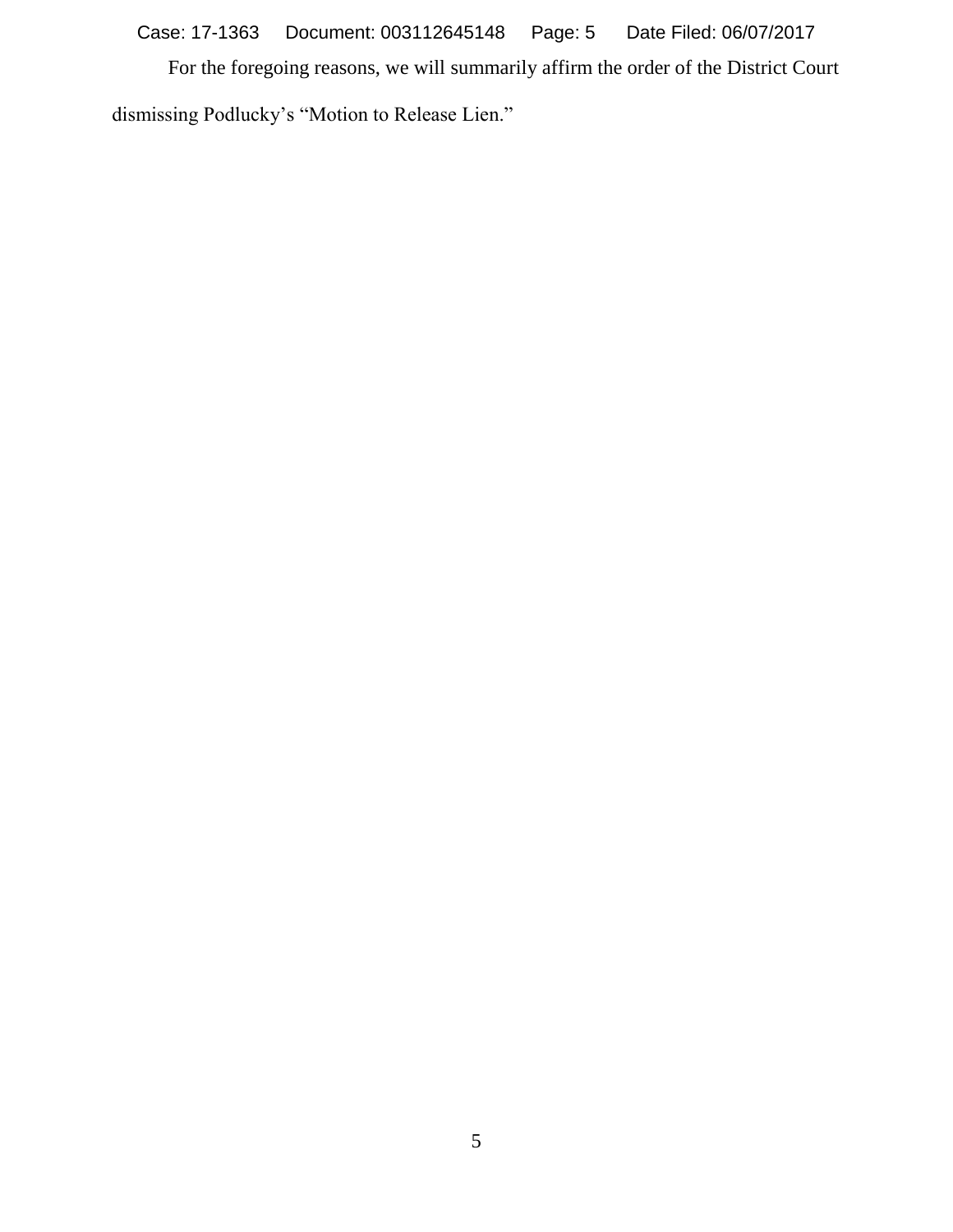For the foregoing reasons, we will summarily affirm the order of the District Court dismissing Podlucky's "Motion to Release Lien."